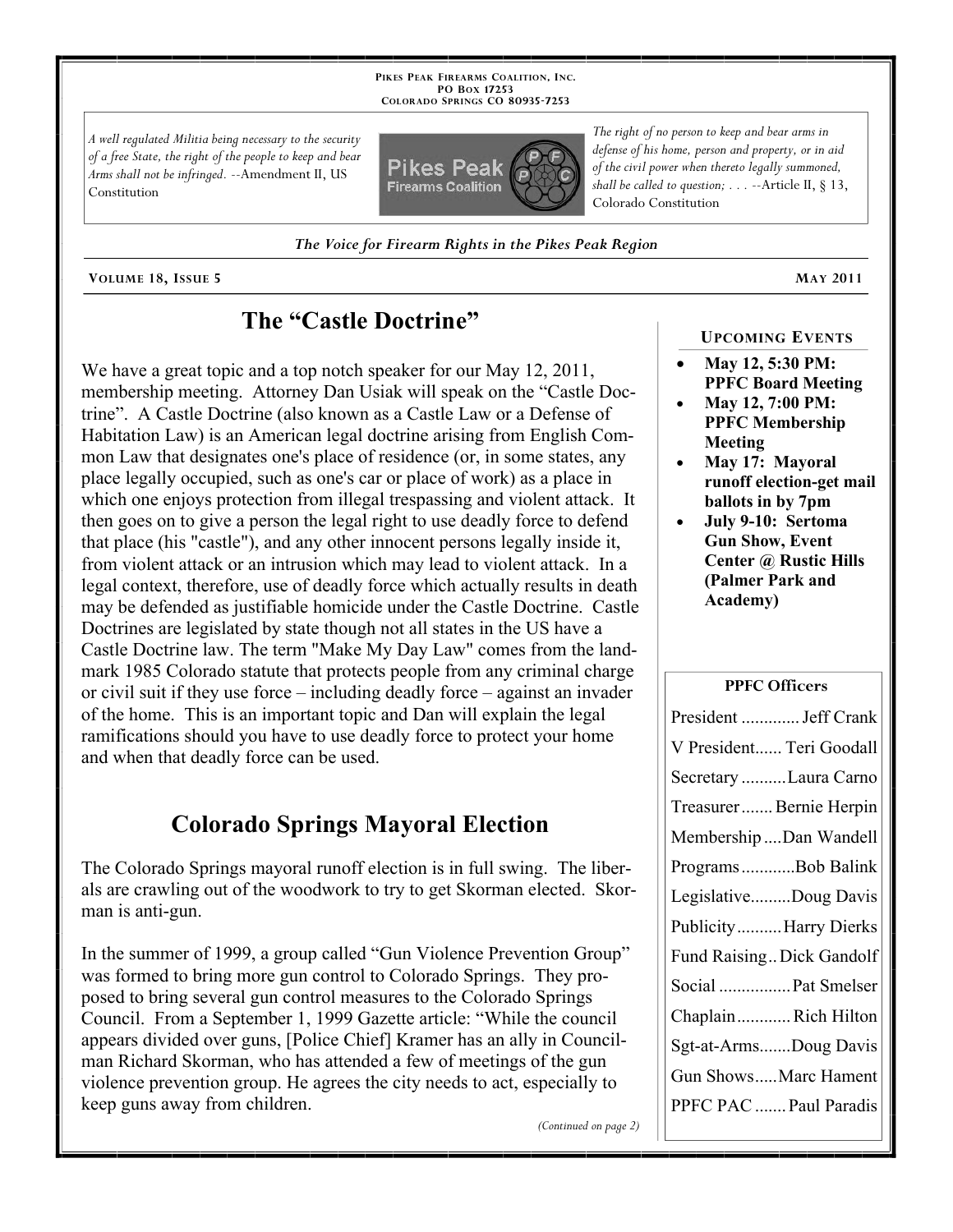**Pikes Peak Firearms Coalition, Inc.**
**PO Box 17253**
**Colorado Springs CO 80935-7253**

*A well regulated Militia being necessary to the security of a free State, the right of the people to keep and bear Arms shall not be infringed.* --Amendment II, US Constitution

Pikes Peak Firearms Coalition

*The right of no person to keep and bear arms in defense of his home, person and property, or in aid of the civil power when thereto legally summoned, shall be called to question; . . .* --Article II, § 13, Colorado Constitution

***The Voice for Firearm Rights in the Pikes Peak Region***

**Volume 18, Issue 5** **May 2011**

# The "Castle Doctrine"

We have a great topic and a top notch speaker for our May 12, 2011, membership meeting. Attorney Dan Usiak will speak on the "Castle Doctrine". A Castle Doctrine (also known as a Castle Law or a Defense of Habitation Law) is an American legal doctrine arising from English Common Law that designates one's place of residence (or, in some states, any place legally occupied, such as one's car or place of work) as a place in which one enjoys protection from illegal trespassing and violent attack. It then goes on to give a person the legal right to use deadly force to defend that place (his "castle"), and any other innocent persons legally inside it, from violent attack or an intrusion which may lead to violent attack. In a legal context, therefore, use of deadly force which actually results in death may be defended as justifiable homicide under the Castle Doctrine. Castle Doctrines are legislated by state though not all states in the US have a Castle Doctrine law. The term "Make My Day Law" comes from the landmark 1985 Colorado statute that protects people from any criminal charge or civil suit if they use force – including deadly force – against an invader of the home. This is an important topic and Dan will explain the legal ramifications should you have to use deadly force to protect your home and when that deadly force can be used.

# Colorado Springs Mayoral Election

The Colorado Springs mayoral runoff election is in full swing. The liberals are crawling out of the woodwork to try to get Skorman elected. Skorman is anti-gun.

In the summer of 1999, a group called "Gun Violence Prevention Group" was formed to bring more gun control to Colorado Springs. They proposed to bring several gun control measures to the Colorado Springs Council. From a September 1, 1999 Gazette article: "While the council appears divided over guns, [Police Chief] Kramer has an ally in Councilman Richard Skorman, who has attended a few meetings of the gun violence prevention group. He agrees the city needs to act, especially to keep guns away from children.

*(Continued on page 2)*

### Upcoming Events

- **May 12, 5:30 PM: PPFC Board Meeting**
- **May 12, 7:00 PM: PPFC Membership Meeting**
- **May 17: Mayoral runoff election-get mail ballots in by 7pm**
- **July 9-10: Sertoma Gun Show, Event Center @ Rustic Hills (Palmer Park and Academy)**

### PPFC Officers

| Office | Name |
|---|---|
| President | Jeff Crank |
| V President | Teri Goodall |
| Secretary | Laura Carno |
| Treasurer | Bernie Herpin |
| Membership | Dan Wandell |
| Programs | Bob Balink |
| Legislative | Doug Davis |
| Publicity | Harry Dierks |
| Fund Raising | Dick Gandolf |
| Social | Pat Smelser |
| Chaplain | Rich Hilton |
| Sgt-at-Arms | Doug Davis |
| Gun Shows | Marc Hament |
| PPFC PAC | Paul Paradis |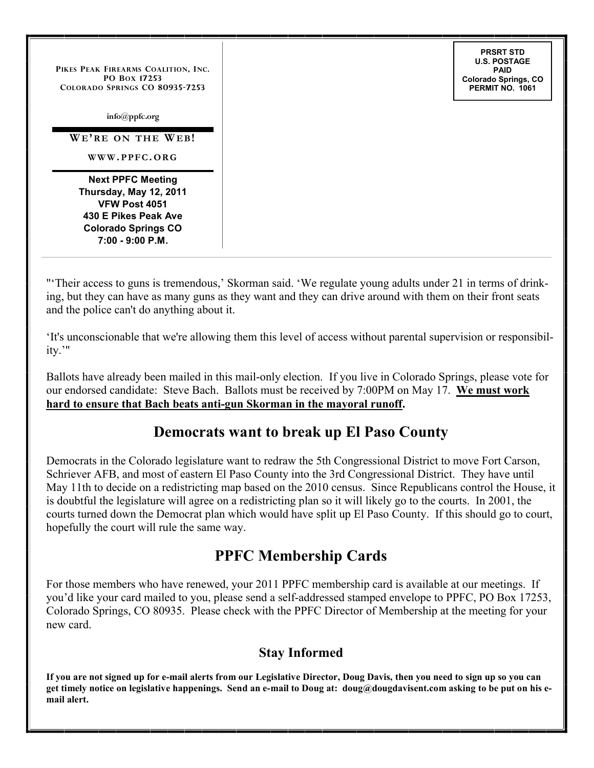PIKES PEAK FIREARMS COALITION, INC.
PO BOX 17253
COLORADO SPRINGS CO 80935-7253

info@ppfc.org

**WE'RE ON THE WEB!**

**WWW.PPFC.ORG**

**Next PPFC Meeting**
**Thursday, May 12, 2011**
**VFW Post 4051**
**430 E Pikes Peak Ave**
**Colorado Springs CO**
**7:00 - 9:00 P.M.**

PRSRT STD
U.S. POSTAGE
PAID
Colorado Springs, CO
PERMIT NO. 1061

"'Their access to guns is tremendous,' Skorman said. 'We regulate young adults under 21 in terms of drinking, but they can have as many guns as they want and they can drive around with them on their front seats and the police can't do anything about it.

'It's unconscionable that we're allowing them this level of access without parental supervision or responsibility.'"

Ballots have already been mailed in this mail-only election. If you live in Colorado Springs, please vote for our endorsed candidate: Steve Bach. Ballots must be received by 7:00PM on May 17. **We must work hard to ensure that Bach beats anti-gun Skorman in the mayoral runoff.**

## Democrats want to break up El Paso County

Democrats in the Colorado legislature want to redraw the 5th Congressional District to move Fort Carson, Schriever AFB, and most of eastern El Paso County into the 3rd Congressional District. They have until May 11th to decide on a redistricting map based on the 2010 census. Since Republicans control the House, it is doubtful the legislature will agree on a redistricting plan so it will likely go to the courts. In 2001, the courts turned down the Democrat plan which would have split up El Paso County. If this should go to court, hopefully the court will rule the same way.

## PPFC Membership Cards

For those members who have renewed, your 2011 PPFC membership card is available at our meetings. If you'd like your card mailed to you, please send a self-addressed stamped envelope to PPFC, PO Box 17253, Colorado Springs, CO 80935. Please check with the PPFC Director of Membership at the meeting for your new card.

### Stay Informed

**If you are not signed up for e-mail alerts from our Legislative Director, Doug Davis, then you need to sign up so you can get timely notice on legislative happenings. Send an e-mail to Doug at: doug@dougdavisent.com asking to be put on his e-mail alert.**